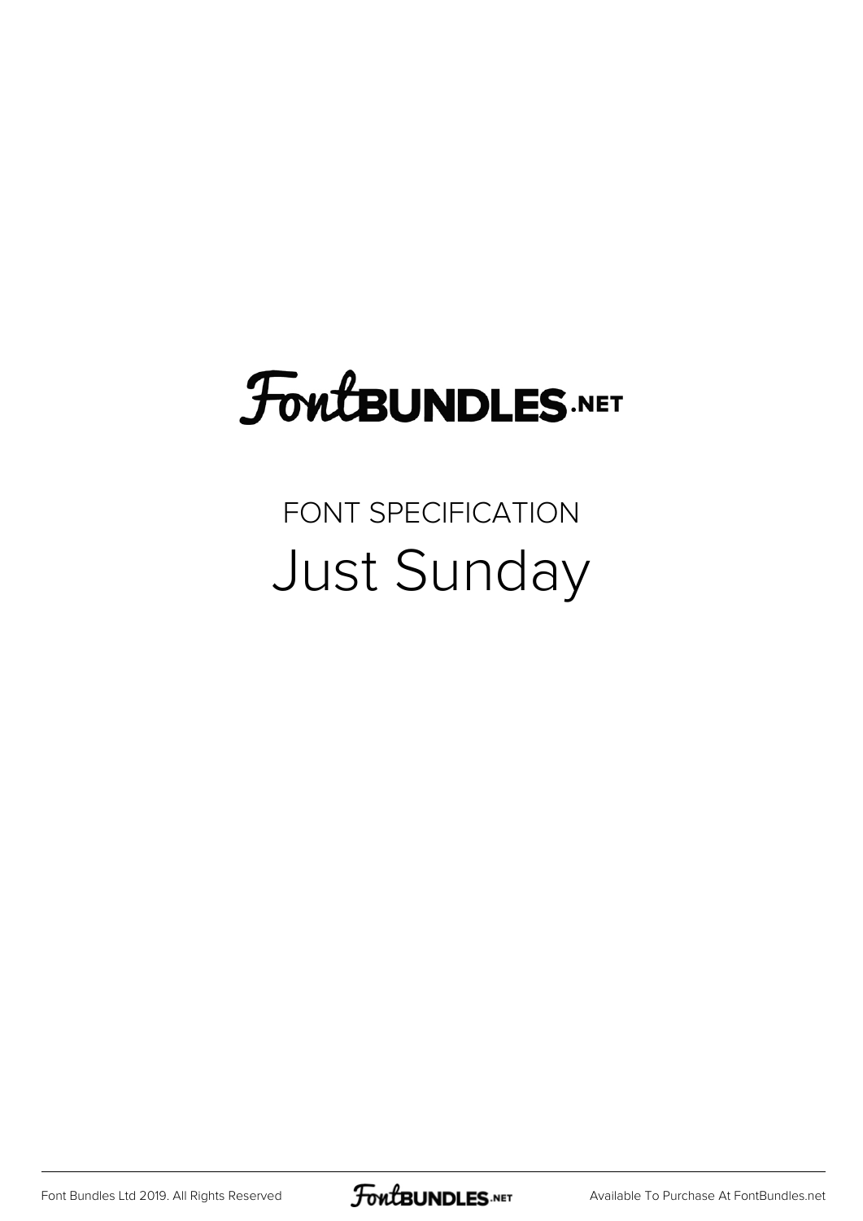FontBUNDLES.NET

FONT SPECIFICATION

# Just Sunday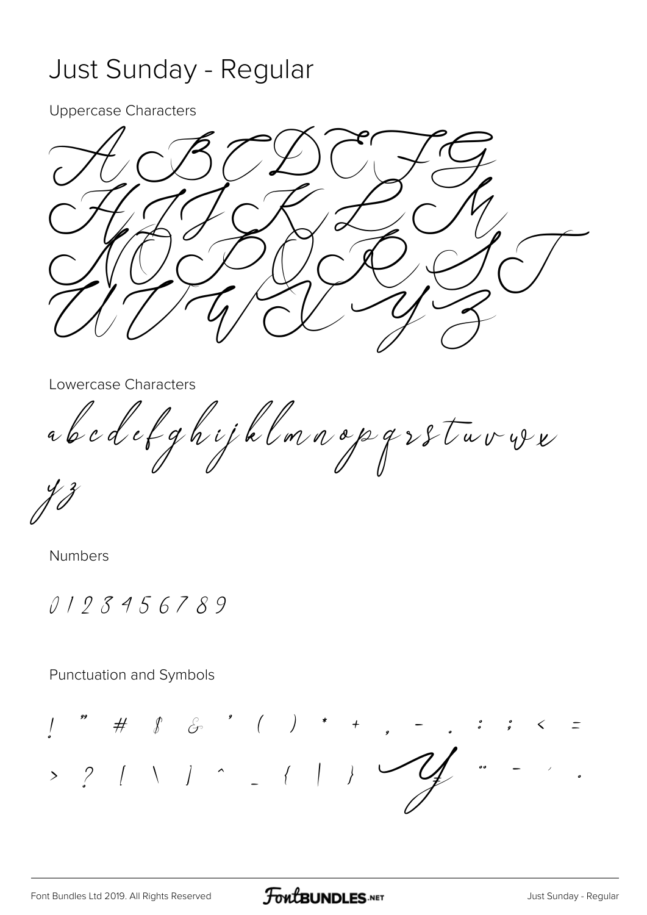# Just Sunday - Regular

Uppercase Characters

A B C D E F G
H I J K L M
N O P Q R S T
U V W X Y Z

Lowercase Characters

a b c d e f g h i j k l m n o p q r s t u v w x
y z

Numbers

0 1 2 3 4 5 6 7 8 9

Punctuation and Symbols

! " # $ & ' ( ) * + , - . : ; < =
> ? [ \ ] ^ _ { | } ¥ ¨ - ´ ·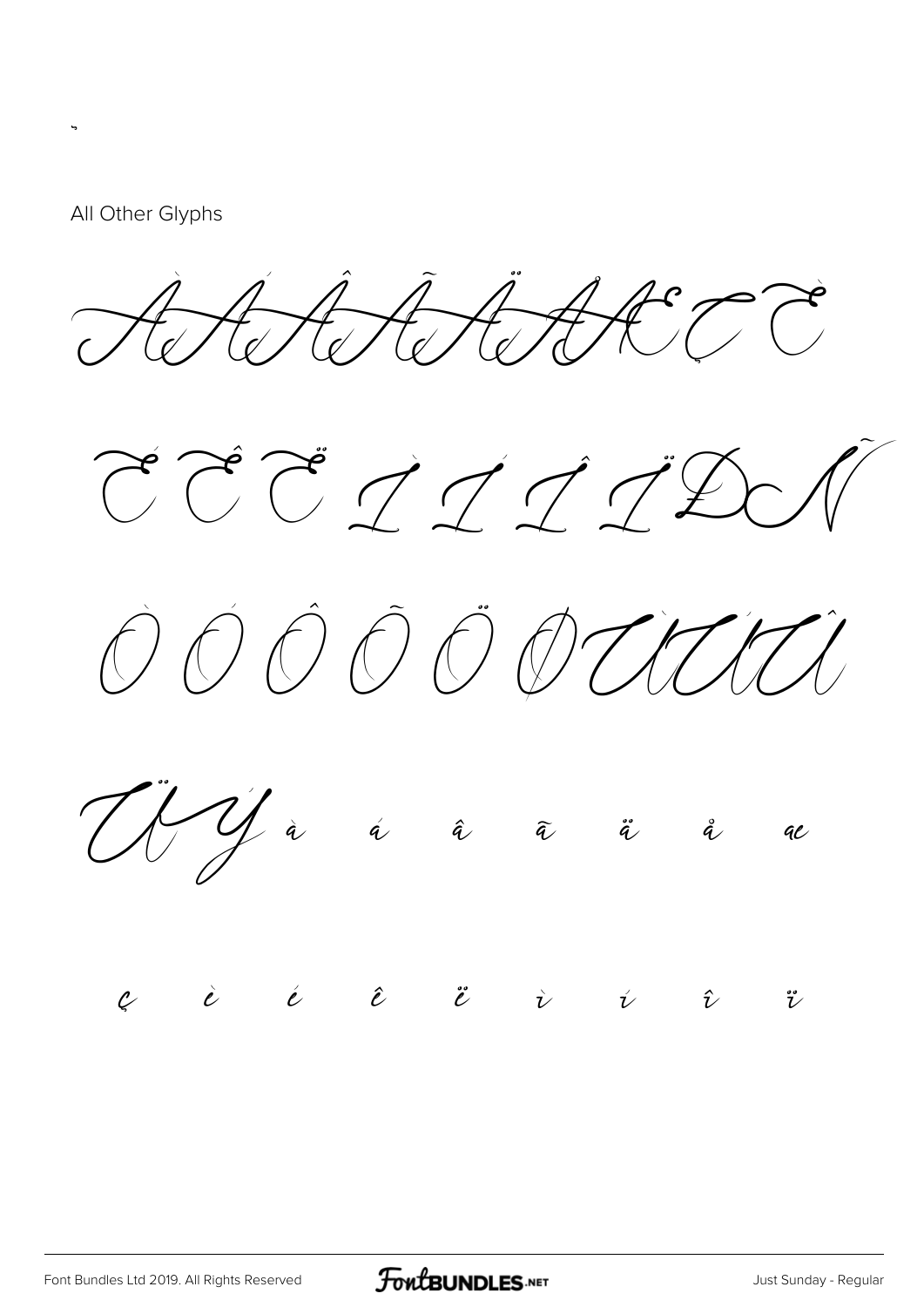¸

All Other Glyphs

À Á Â Ã Ä Å Æ Ç È

É Ê Ë Ì Í Î Ï Ð Ñ

Ò Ó Ô Õ Ö Ø Ù Ú Û

Ü Ý à á â ã ä å æ

ç è é ê ë ì í î ï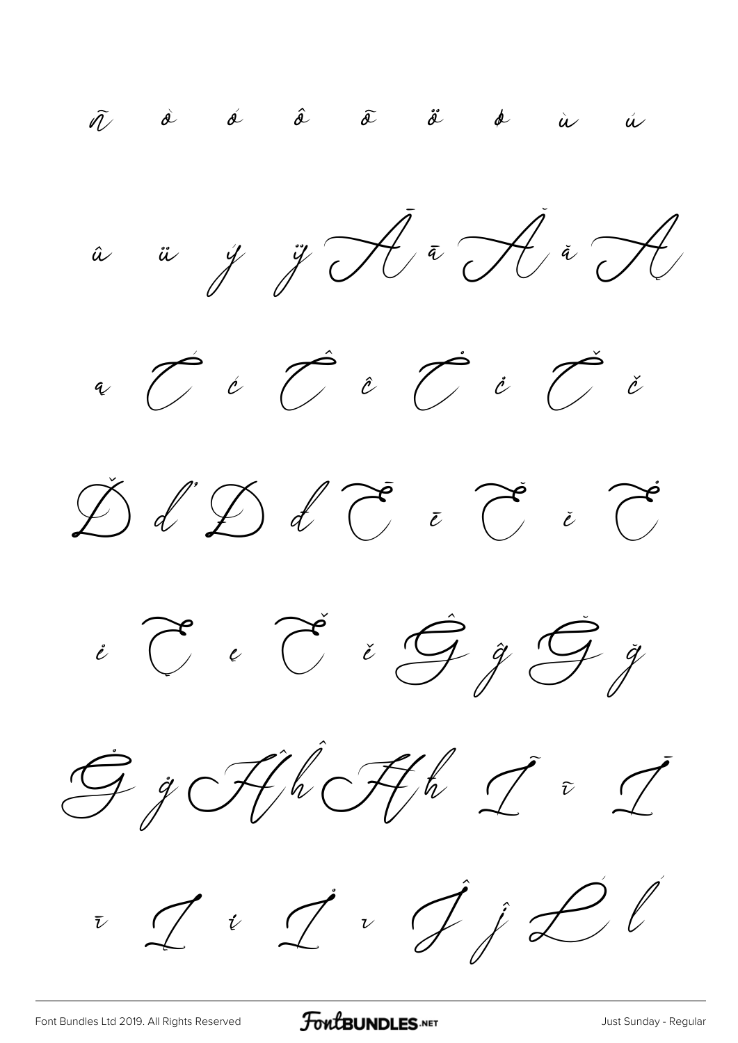ñ ò ó ô õ ö ø ù ú

û ü ý ÿ Ā ā Ă ă Ą

ą Ć ć Ĉ ĉ Ċ ċ Č č

Ď ď Đ đ Ē ē Ĕ ĕ Ė

ė Ę ę Ě ě Ĝ ĝ Ğ ğ

Ġ ġ Ĥ ĥ Ħ ħ Ĩ ĩ Ī

ī Ĭ ĭ Į į Ĵ ĵ Ĺ ĺ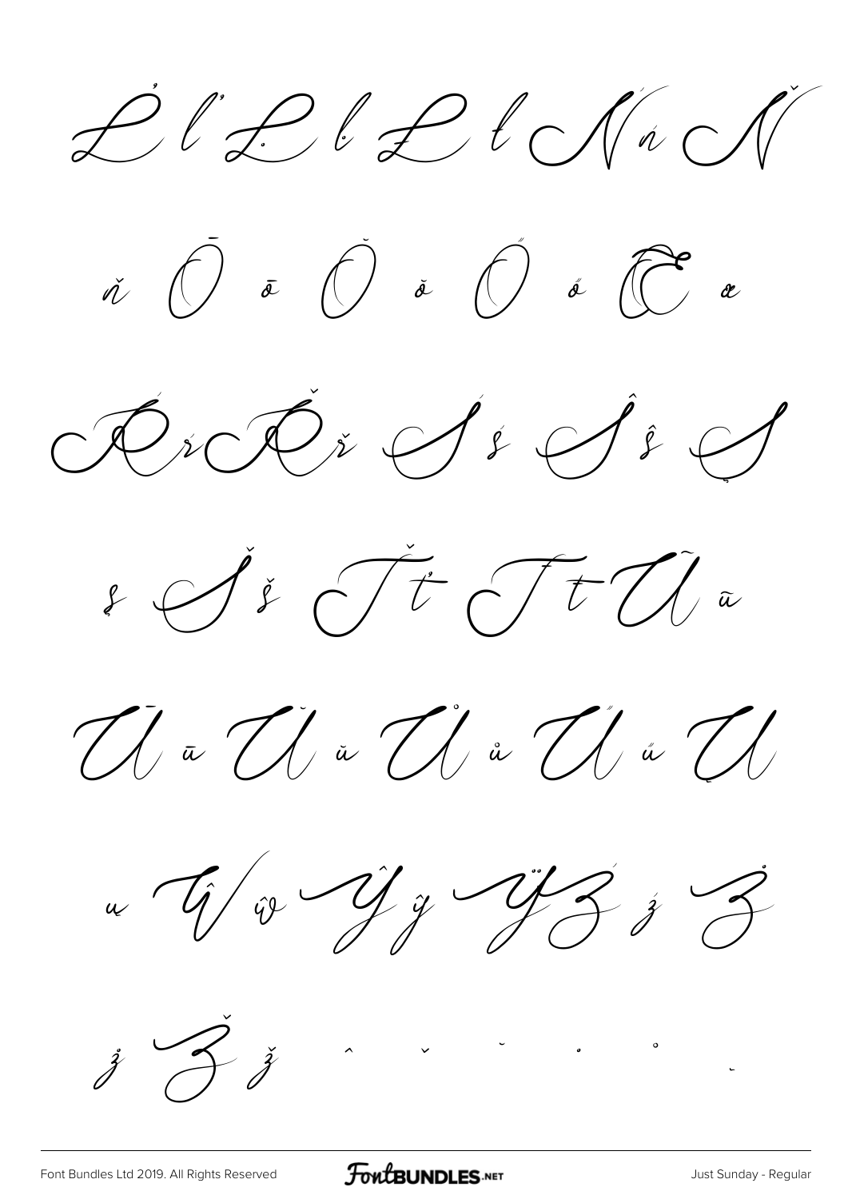Ŀ ŀ Ļ ļ Ł ł Ń ń Ň

ň Ō ō Ŏ ŏ Ő ő Œ œ

Ŕ ŕ Ř ř Ś ś Ŝ ŝ Ş

ş Š š Ť ť Ŧ ŧ Ũ ũ

Ū ū Ŭ ŭ Ů ů Ű ű Ų

ų Ŵ ŵ Ŷ ŷ Ÿ Ź ź Ż

ż Ž ž ˆ ˇ ˘ ˙ ˚ ˛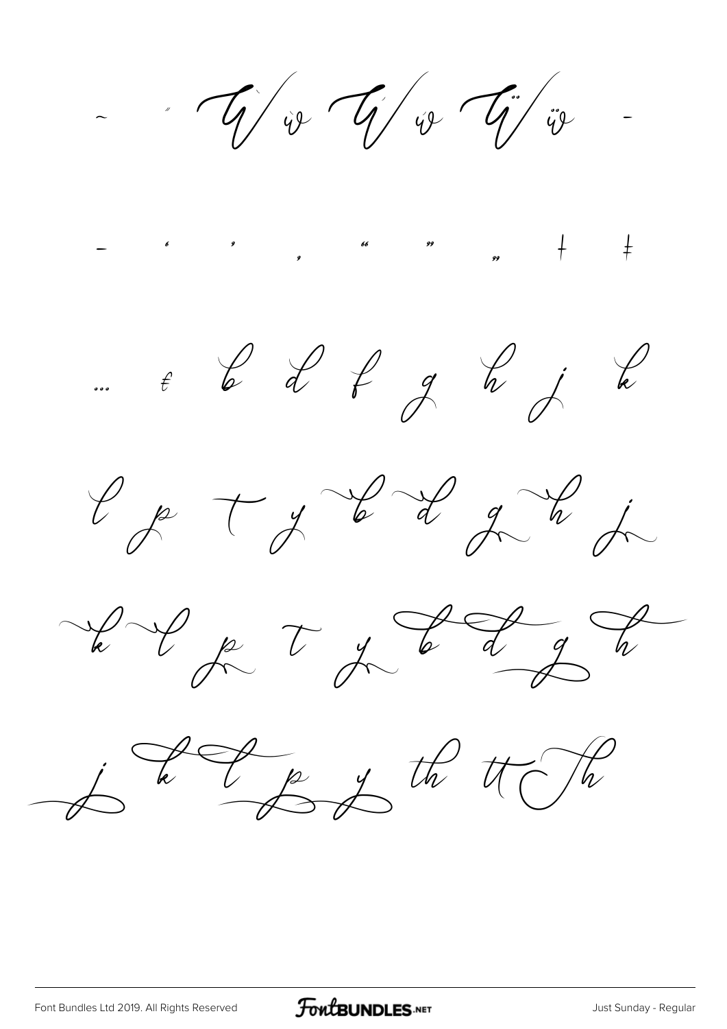~ ˝ Ŵ ŵ Ŵ ŵ Ẅ ẅ -

– ' ' , " " „ † ‡

… € b d f g h j k

l p t y b d g h j

k l p t y b d g h

j k l p y th tt Th